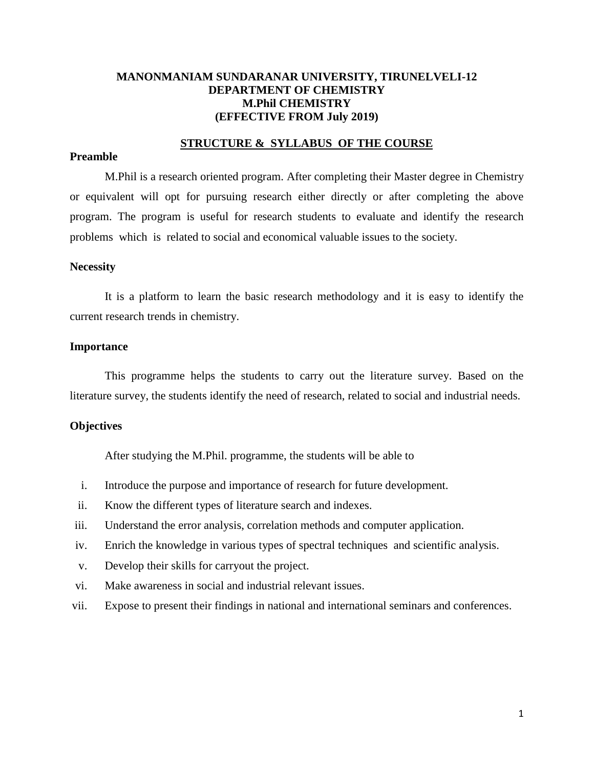# MANONMANIAM SUNDARANAR UNIVERSITY, TIRUNELVELI-12
## DEPARTMENT OF CHEMISTRY
## M.Phil CHEMISTRY
## (EFFECTIVE FROM July 2019)

### STRUCTURE & SYLLABUS OF THE COURSE

**Preamble**

M.Phil is a research oriented program. After completing their Master degree in Chemistry or equivalent will opt for pursuing research either directly or after completing the above program. The program is useful for research students to evaluate and identify the research problems which is related to social and economical valuable issues to the society.

**Necessity**

It is a platform to learn the basic research methodology and it is easy to identify the current research trends in chemistry.

**Importance**

This programme helps the students to carry out the literature survey. Based on the literature survey, the students identify the need of research, related to social and industrial needs.

**Objectives**

After studying the M.Phil. programme, the students will be able to

i. Introduce the purpose and importance of research for future development.
ii. Know the different types of literature search and indexes.
iii. Understand the error analysis, correlation methods and computer application.
iv. Enrich the knowledge in various types of spectral techniques and scientific analysis.
v. Develop their skills for carryout the project.
vi. Make awareness in social and industrial relevant issues.
vii. Expose to present their findings in national and international seminars and conferences.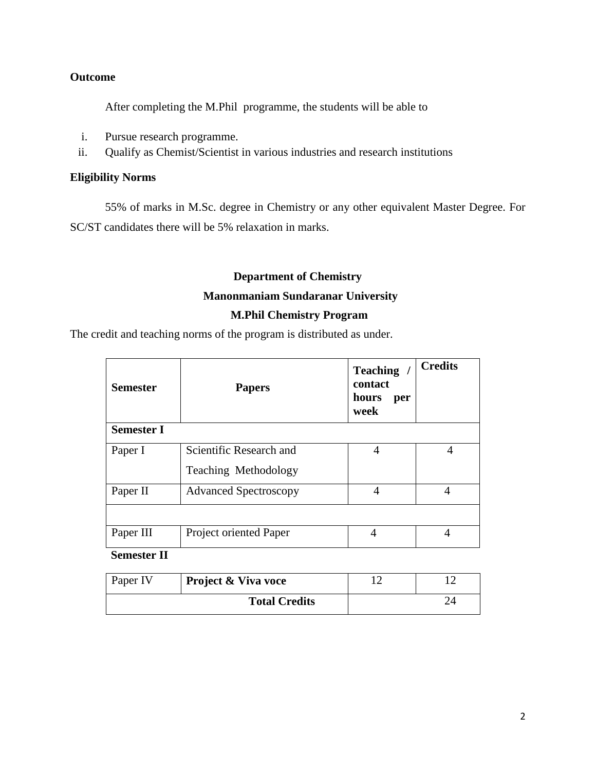**Outcome**

After completing the M.Phil programme, the students will be able to

i. Pursue research programme.
ii. Qualify as Chemist/Scientist in various industries and research institutions

**Eligibility Norms**

55% of marks in M.Sc. degree in Chemistry or any other equivalent Master Degree. For SC/ST candidates there will be 5% relaxation in marks.

**Department of Chemistry**

**Manonmaniam Sundaranar University**

**M.Phil Chemistry Program**

The credit and teaching norms of the program is distributed as under.

| **Semester** | **Papers** | **Teaching / contact hours per week** | **Credits** |
|---|---|---|---|
| **Semester I** | | | |
| Paper I | Scientific Research and Teaching Methodology | 4 | 4 |
| Paper II | Advanced Spectroscopy | 4 | 4 |
| | | | |
| Paper III | Project oriented Paper | 4 | 4 |
| **Semester II** | | | |
| Paper IV | **Project & Viva voce** | 12 | 12 |
| **Total Credits** | | | 24 |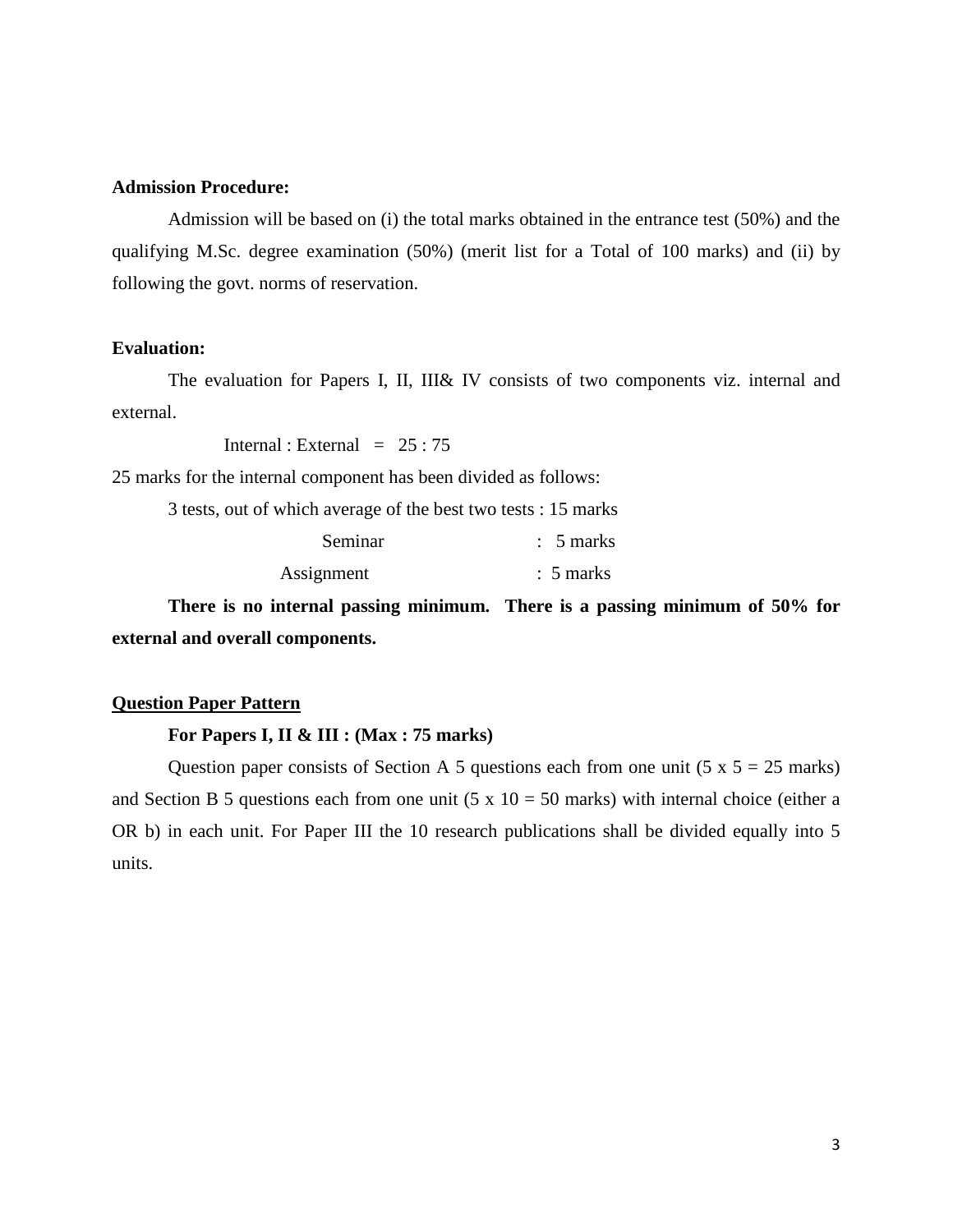**Admission Procedure:**

Admission will be based on (i) the total marks obtained in the entrance test (50%) and the qualifying M.Sc. degree examination (50%) (merit list for a Total of 100 marks) and (ii) by following the govt. norms of reservation.

**Evaluation:**

The evaluation for Papers I, II, III& IV consists of two components viz. internal and external.

Internal : External = 25 : 75

25 marks for the internal component has been divided as follows:

3 tests, out of which average of the best two tests : 15 marks

Seminar : 5 marks

Assignment : 5 marks

**There is no internal passing minimum. There is a passing minimum of 50% for external and overall components.**

<u>**Question Paper Pattern**</u>

**For Papers I, II & III : (Max : 75 marks)**

Question paper consists of Section A 5 questions each from one unit (5 x 5 = 25 marks) and Section B 5 questions each from one unit (5 x 10 = 50 marks) with internal choice (either a OR b) in each unit. For Paper III the 10 research publications shall be divided equally into 5 units.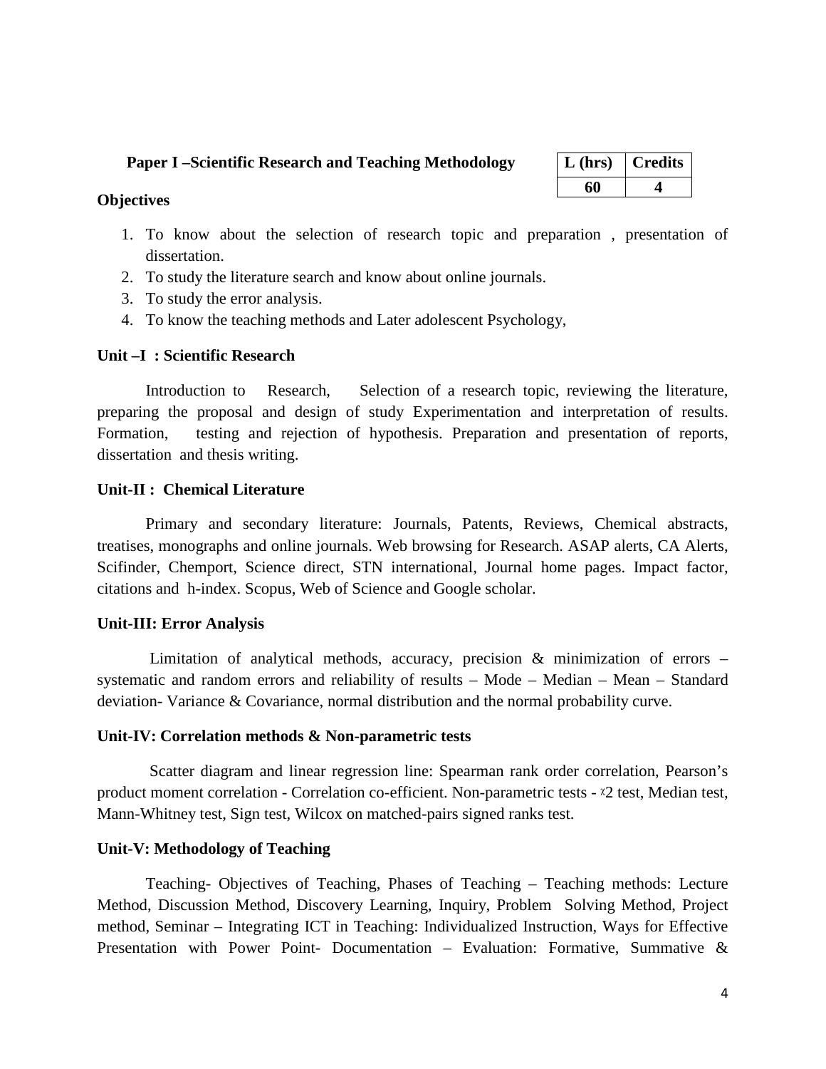## Paper I –Scientific Research and Teaching Methodology

| L (hrs) | Credits |
|---|---|
| 60 | 4 |

**Objectives**

1. To know about the selection of research topic and preparation , presentation of dissertation.
2. To study the literature search and know about online journals.
3. To study the error analysis.
4. To know the teaching methods and Later adolescent Psychology,

**Unit –I : Scientific Research**

Introduction to Research, Selection of a research topic, reviewing the literature, preparing the proposal and design of study Experimentation and interpretation of results. Formation, testing and rejection of hypothesis. Preparation and presentation of reports, dissertation and thesis writing.

**Unit-II : Chemical Literature**

Primary and secondary literature: Journals, Patents, Reviews, Chemical abstracts, treatises, monographs and online journals. Web browsing for Research. ASAP alerts, CA Alerts, Scifinder, Chemport, Science direct, STN international, Journal home pages. Impact factor, citations and h-index. Scopus, Web of Science and Google scholar.

**Unit-III: Error Analysis**

Limitation of analytical methods, accuracy, precision & minimization of errors – systematic and random errors and reliability of results – Mode – Median – Mean – Standard deviation- Variance & Covariance, normal distribution and the normal probability curve.

**Unit-IV: Correlation methods & Non-parametric tests**

Scatter diagram and linear regression line: Spearman rank order correlation, Pearson's product moment correlation - Correlation co-efficient. Non-parametric tests - $\chi^2$ test, Median test, Mann-Whitney test, Sign test, Wilcox on matched-pairs signed ranks test.

**Unit-V: Methodology of Teaching**

Teaching- Objectives of Teaching, Phases of Teaching – Teaching methods: Lecture Method, Discussion Method, Discovery Learning, Inquiry, Problem Solving Method, Project method, Seminar – Integrating ICT in Teaching: Individualized Instruction, Ways for Effective Presentation with Power Point- Documentation – Evaluation: Formative, Summative &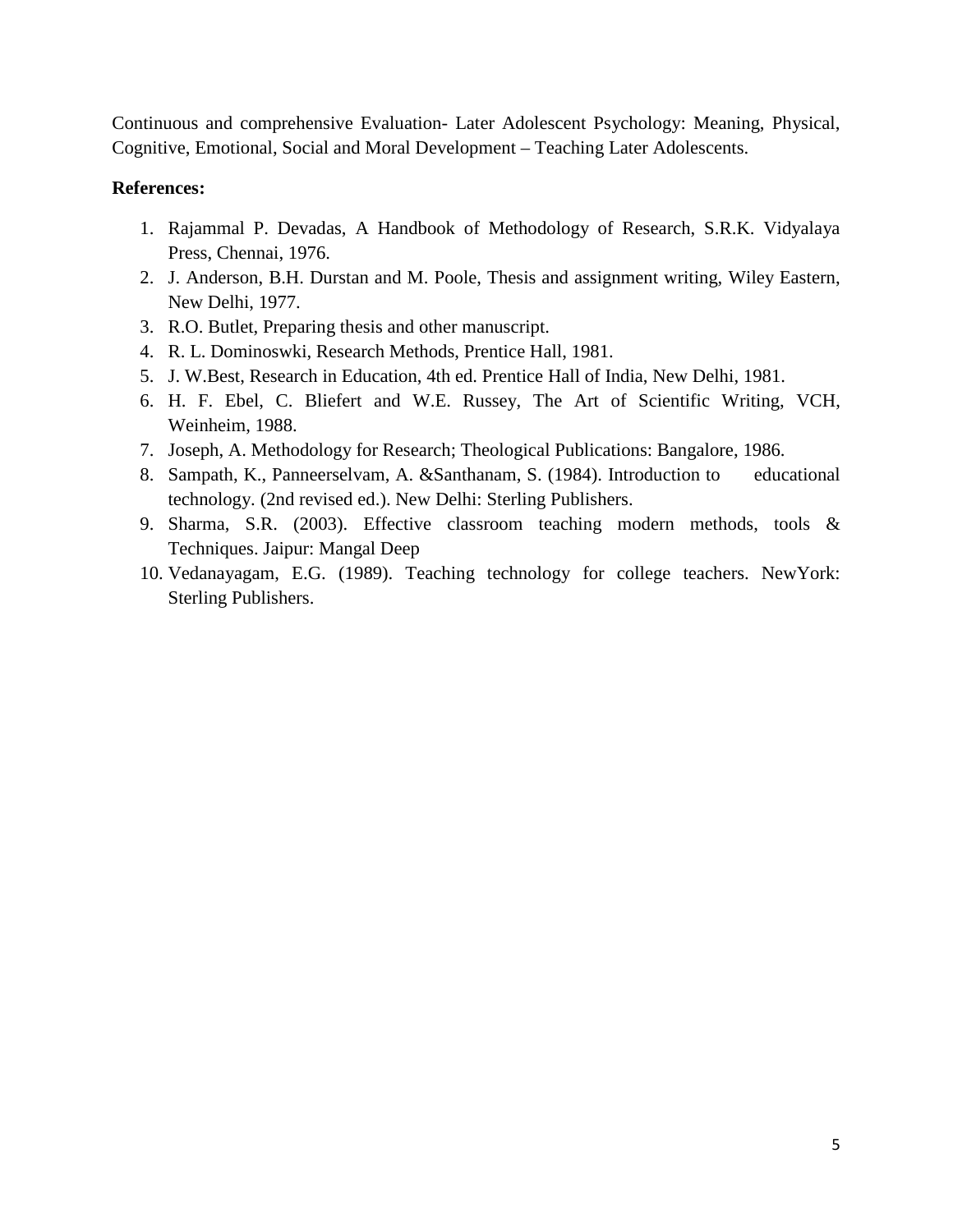Continuous and comprehensive Evaluation- Later Adolescent Psychology: Meaning, Physical, Cognitive, Emotional, Social and Moral Development – Teaching Later Adolescents.

**References:**

1. Rajammal P. Devadas, A Handbook of Methodology of Research, S.R.K. Vidyalaya Press, Chennai, 1976.
2. J. Anderson, B.H. Durstan and M. Poole, Thesis and assignment writing, Wiley Eastern, New Delhi, 1977.
3. R.O. Butlet, Preparing thesis and other manuscript.
4. R. L. Dominoswki, Research Methods, Prentice Hall, 1981.
5. J. W.Best, Research in Education, 4th ed. Prentice Hall of India, New Delhi, 1981.
6. H. F. Ebel, C. Bliefert and W.E. Russey, The Art of Scientific Writing, VCH, Weinheim, 1988.
7. Joseph, A. Methodology for Research; Theological Publications: Bangalore, 1986.
8. Sampath, K., Panneerselvam, A. &Santhanam, S. (1984). Introduction to educational technology. (2nd revised ed.). New Delhi: Sterling Publishers.
9. Sharma, S.R. (2003). Effective classroom teaching modern methods, tools & Techniques. Jaipur: Mangal Deep
10. Vedanayagam, E.G. (1989). Teaching technology for college teachers. NewYork: Sterling Publishers.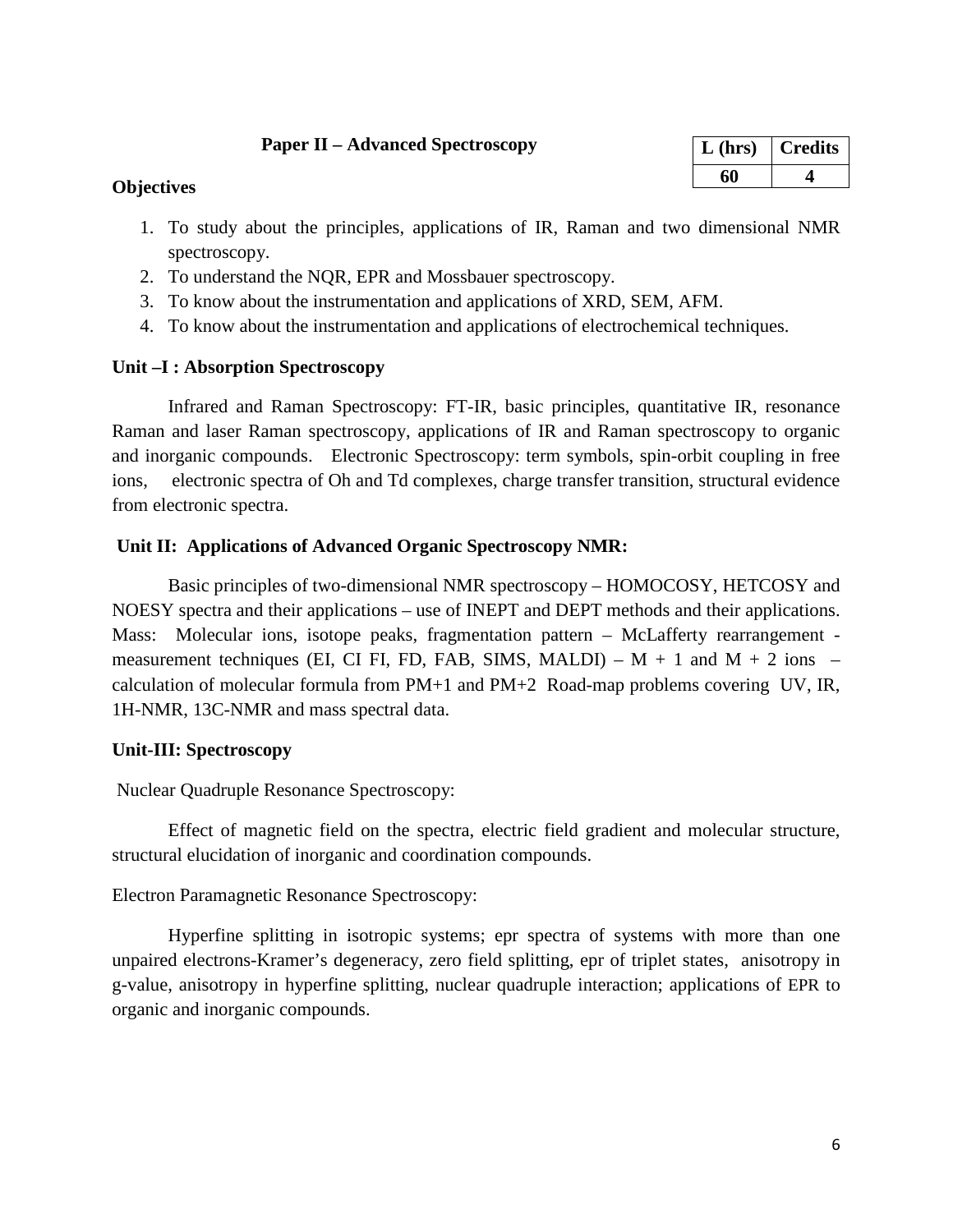## Paper II – Advanced Spectroscopy

| L (hrs) | Credits |
|---|---|
| 60 | 4 |

**Objectives**

1. To study about the principles, applications of IR, Raman and two dimensional NMR spectroscopy.
2. To understand the NQR, EPR and Mossbauer spectroscopy.
3. To know about the instrumentation and applications of XRD, SEM, AFM.
4. To know about the instrumentation and applications of electrochemical techniques.

**Unit –I : Absorption Spectroscopy**

Infrared and Raman Spectroscopy: FT-IR, basic principles, quantitative IR, resonance Raman and laser Raman spectroscopy, applications of IR and Raman spectroscopy to organic and inorganic compounds. Electronic Spectroscopy: term symbols, spin-orbit coupling in free ions, electronic spectra of Oh and Td complexes, charge transfer transition, structural evidence from electronic spectra.

**Unit II: Applications of Advanced Organic Spectroscopy NMR:**

Basic principles of two-dimensional NMR spectroscopy – HOMOCOSY, HETCOSY and NOESY spectra and their applications – use of INEPT and DEPT methods and their applications. Mass: Molecular ions, isotope peaks, fragmentation pattern – McLafferty rearrangement - measurement techniques (EI, CI FI, FD, FAB, SIMS, MALDI) – M + 1 and M + 2 ions – calculation of molecular formula from PM+1 and PM+2 Road-map problems covering UV, IR, 1H-NMR, 13C-NMR and mass spectral data.

**Unit-III: Spectroscopy**

Nuclear Quadruple Resonance Spectroscopy:

Effect of magnetic field on the spectra, electric field gradient and molecular structure, structural elucidation of inorganic and coordination compounds.

Electron Paramagnetic Resonance Spectroscopy:

Hyperfine splitting in isotropic systems; epr spectra of systems with more than one unpaired electrons-Kramer's degeneracy, zero field splitting, epr of triplet states, anisotropy in g-value, anisotropy in hyperfine splitting, nuclear quadruple interaction; applications of EPR to organic and inorganic compounds.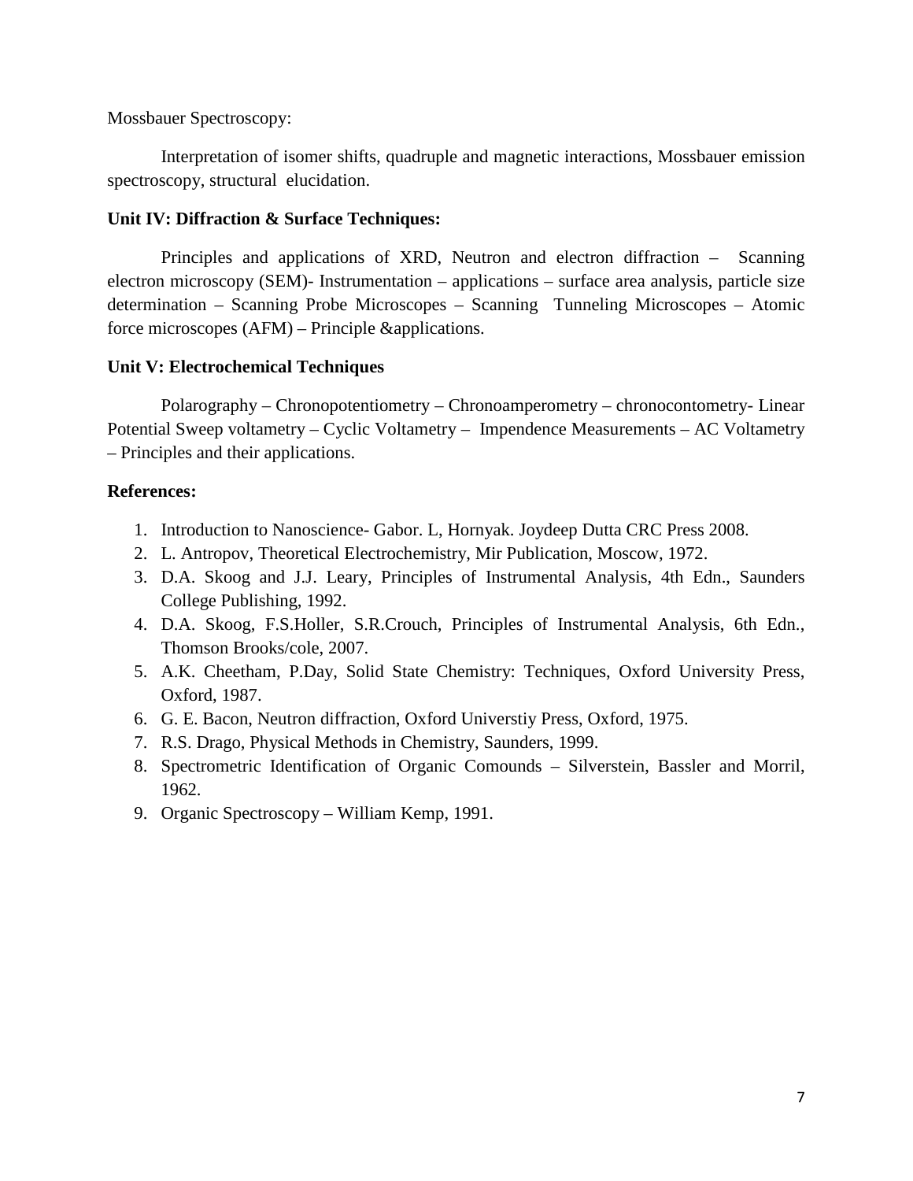Mossbauer Spectroscopy:

Interpretation of isomer shifts, quadruple and magnetic interactions, Mossbauer emission spectroscopy, structural elucidation.

**Unit IV: Diffraction & Surface Techniques:**

Principles and applications of XRD, Neutron and electron diffraction – Scanning electron microscopy (SEM)- Instrumentation – applications – surface area analysis, particle size determination – Scanning Probe Microscopes – Scanning Tunneling Microscopes – Atomic force microscopes (AFM) – Principle &applications.

**Unit V: Electrochemical Techniques**

Polarography – Chronopotentiometry – Chronoamperometry – chronocontometry- Linear Potential Sweep voltametry – Cyclic Voltametry – Impendence Measurements – AC Voltametry – Principles and their applications.

**References:**

1. Introduction to Nanoscience- Gabor. L, Hornyak. Joydeep Dutta CRC Press 2008.
2. L. Antropov, Theoretical Electrochemistry, Mir Publication, Moscow, 1972.
3. D.A. Skoog and J.J. Leary, Principles of Instrumental Analysis, 4th Edn., Saunders College Publishing, 1992.
4. D.A. Skoog, F.S.Holler, S.R.Crouch, Principles of Instrumental Analysis, 6th Edn., Thomson Brooks/cole, 2007.
5. A.K. Cheetham, P.Day, Solid State Chemistry: Techniques, Oxford University Press, Oxford, 1987.
6. G. E. Bacon, Neutron diffraction, Oxford Universtiy Press, Oxford, 1975.
7. R.S. Drago, Physical Methods in Chemistry, Saunders, 1999.
8. Spectrometric Identification of Organic Comounds – Silverstein, Bassler and Morril, 1962.
9. Organic Spectroscopy – William Kemp, 1991.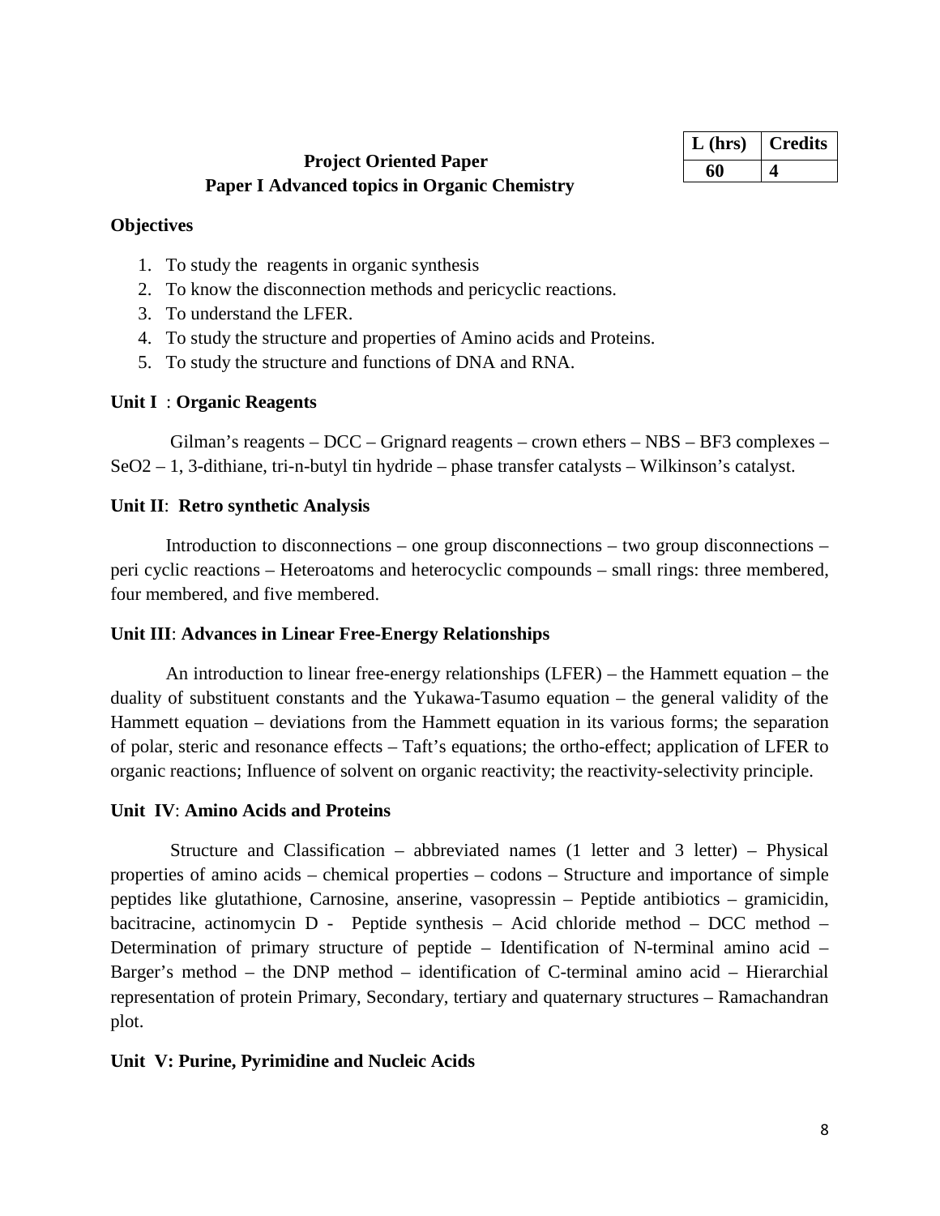| L (hrs) | Credits |
|---|---|
| 60 | 4 |

## Project Oriented Paper
## Paper I Advanced topics in Organic Chemistry

**Objectives**

1. To study the reagents in organic synthesis
2. To know the disconnection methods and pericyclic reactions.
3. To understand the LFER.
4. To study the structure and properties of Amino acids and Proteins.
5. To study the structure and functions of DNA and RNA.

**Unit I** : **Organic Reagents**

Gilman's reagents – DCC – Grignard reagents – crown ethers – NBS – BF3 complexes – SeO2 – 1, 3-dithiane, tri-n-butyl tin hydride – phase transfer catalysts – Wilkinson's catalyst.

**Unit II**: **Retro synthetic Analysis**

Introduction to disconnections – one group disconnections – two group disconnections – peri cyclic reactions – Heteroatoms and heterocyclic compounds – small rings: three membered, four membered, and five membered.

**Unit III**: **Advances in Linear Free-Energy Relationships**

An introduction to linear free-energy relationships (LFER) – the Hammett equation – the duality of substituent constants and the Yukawa-Tasumo equation – the general validity of the Hammett equation – deviations from the Hammett equation in its various forms; the separation of polar, steric and resonance effects – Taft's equations; the ortho-effect; application of LFER to organic reactions; Influence of solvent on organic reactivity; the reactivity-selectivity principle.

**Unit IV**: **Amino Acids and Proteins**

Structure and Classification – abbreviated names (1 letter and 3 letter) – Physical properties of amino acids – chemical properties – codons – Structure and importance of simple peptides like glutathione, Carnosine, anserine, vasopressin – Peptide antibiotics – gramicidin, bacitracine, actinomycin D - Peptide synthesis – Acid chloride method – DCC method – Determination of primary structure of peptide – Identification of N-terminal amino acid – Barger's method – the DNP method – identification of C-terminal amino acid – Hierarchial representation of protein Primary, Secondary, tertiary and quaternary structures – Ramachandran plot.

**Unit V: Purine, Pyrimidine and Nucleic Acids**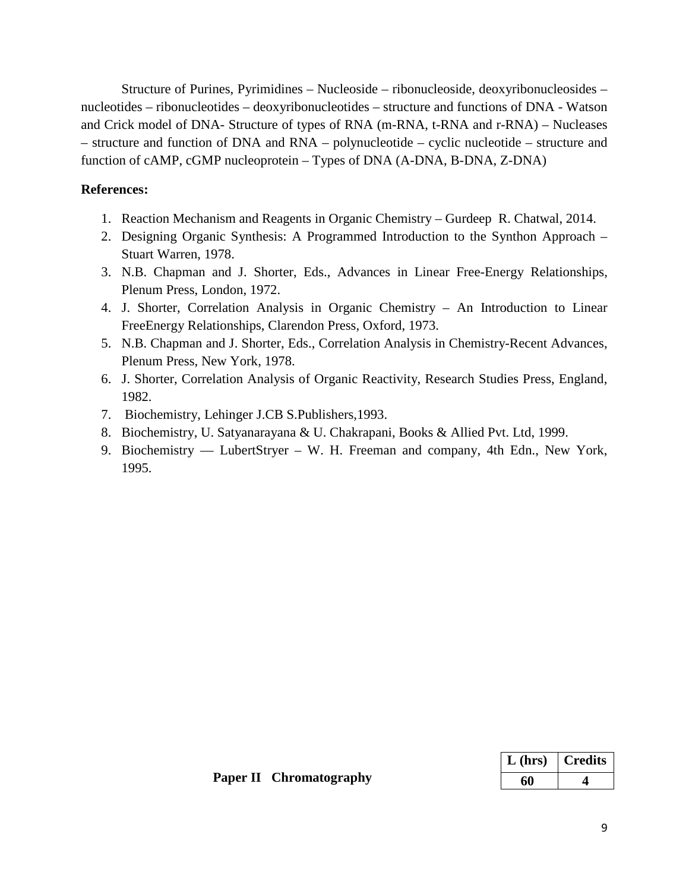Structure of Purines, Pyrimidines – Nucleoside – ribonucleoside, deoxyribonucleosides – nucleotides – ribonucleotides – deoxyribonucleotides – structure and functions of DNA - Watson and Crick model of DNA- Structure of types of RNA (m-RNA, t-RNA and r-RNA) – Nucleases – structure and function of DNA and RNA – polynucleotide – cyclic nucleotide – structure and function of cAMP, cGMP nucleoprotein – Types of DNA (A-DNA, B-DNA, Z-DNA)

**References:**

1. Reaction Mechanism and Reagents in Organic Chemistry – Gurdeep R. Chatwal, 2014.
2. Designing Organic Synthesis: A Programmed Introduction to the Synthon Approach – Stuart Warren, 1978.
3. N.B. Chapman and J. Shorter, Eds., Advances in Linear Free-Energy Relationships, Plenum Press, London, 1972.
4. J. Shorter, Correlation Analysis in Organic Chemistry – An Introduction to Linear FreeEnergy Relationships, Clarendon Press, Oxford, 1973.
5. N.B. Chapman and J. Shorter, Eds., Correlation Analysis in Chemistry-Recent Advances, Plenum Press, New York, 1978.
6. J. Shorter, Correlation Analysis of Organic Reactivity, Research Studies Press, England, 1982.
7. Biochemistry, Lehinger J.CB S.Publishers,1993.
8. Biochemistry, U. Satyanarayana & U. Chakrapani, Books & Allied Pvt. Ltd, 1999.
9. Biochemistry — LubertStryer – W. H. Freeman and company, 4th Edn., New York, 1995.

**Paper II Chromatography**

| L (hrs) | Credits |
|---|---|
| 60 | 4 |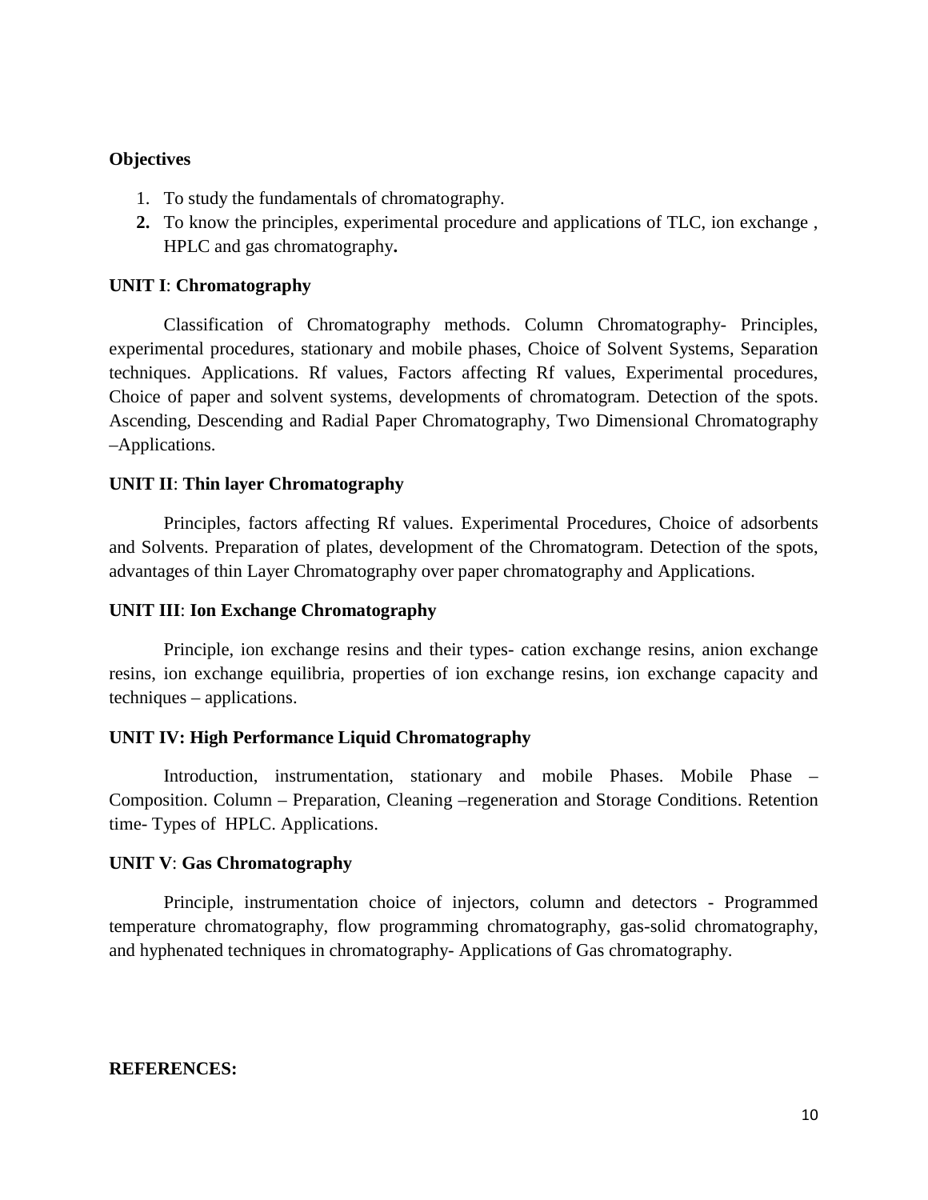**Objectives**

1. To study the fundamentals of chromatography.
2. To know the principles, experimental procedure and applications of TLC, ion exchange , HPLC and gas chromatography**.**

**UNIT I**: **Chromatography**

Classification of Chromatography methods. Column Chromatography- Principles, experimental procedures, stationary and mobile phases, Choice of Solvent Systems, Separation techniques. Applications. Rf values, Factors affecting Rf values, Experimental procedures, Choice of paper and solvent systems, developments of chromatogram. Detection of the spots. Ascending, Descending and Radial Paper Chromatography, Two Dimensional Chromatography –Applications.

**UNIT II**: **Thin layer Chromatography**

Principles, factors affecting Rf values. Experimental Procedures, Choice of adsorbents and Solvents. Preparation of plates, development of the Chromatogram. Detection of the spots, advantages of thin Layer Chromatography over paper chromatography and Applications.

**UNIT III**: **Ion Exchange Chromatography**

Principle, ion exchange resins and their types- cation exchange resins, anion exchange resins, ion exchange equilibria, properties of ion exchange resins, ion exchange capacity and techniques – applications.

**UNIT IV: High Performance Liquid Chromatography**

Introduction, instrumentation, stationary and mobile Phases. Mobile Phase – Composition. Column – Preparation, Cleaning –regeneration and Storage Conditions. Retention time- Types of HPLC. Applications.

**UNIT V**: **Gas Chromatography**

Principle, instrumentation choice of injectors, column and detectors - Programmed temperature chromatography, flow programming chromatography, gas-solid chromatography, and hyphenated techniques in chromatography- Applications of Gas chromatography.

**REFERENCES:**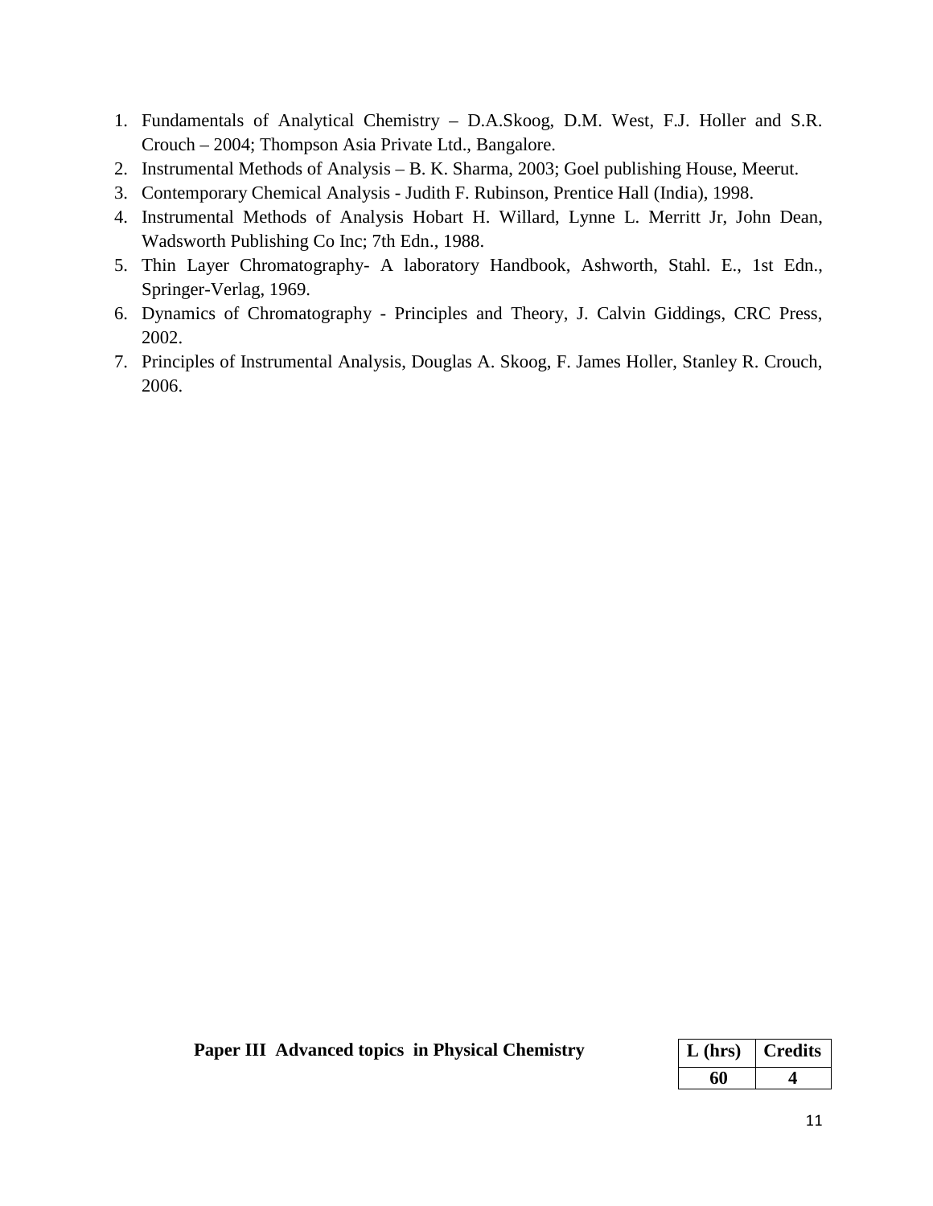1. Fundamentals of Analytical Chemistry – D.A.Skoog, D.M. West, F.J. Holler and S.R. Crouch – 2004; Thompson Asia Private Ltd., Bangalore.
2. Instrumental Methods of Analysis – B. K. Sharma, 2003; Goel publishing House, Meerut.
3. Contemporary Chemical Analysis - Judith F. Rubinson, Prentice Hall (India), 1998.
4. Instrumental Methods of Analysis Hobart H. Willard, Lynne L. Merritt Jr, John Dean, Wadsworth Publishing Co Inc; 7th Edn., 1988.
5. Thin Layer Chromatography- A laboratory Handbook, Ashworth, Stahl. E., 1st Edn., Springer-Verlag, 1969.
6. Dynamics of Chromatography - Principles and Theory, J. Calvin Giddings, CRC Press, 2002.
7. Principles of Instrumental Analysis, Douglas A. Skoog, F. James Holler, Stanley R. Crouch, 2006.

**Paper III Advanced topics in Physical Chemistry**

| L (hrs) | Credits |
|---|---|
| 60 | 4 |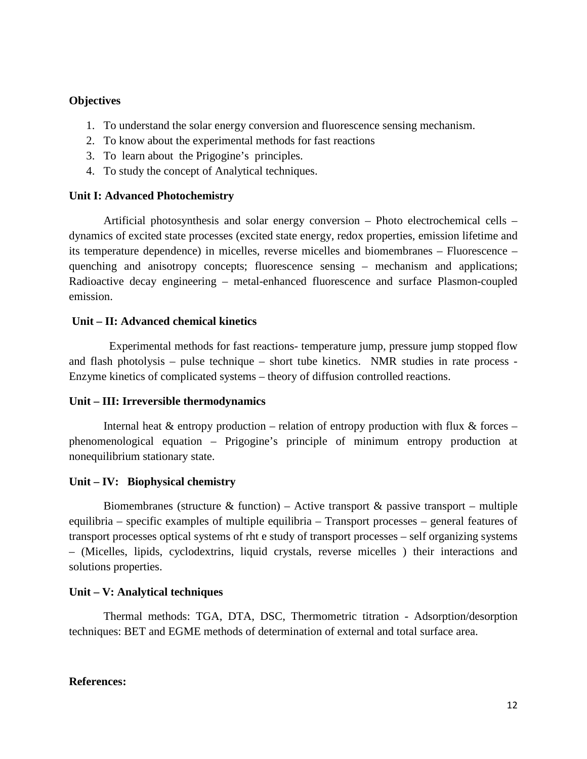**Objectives**

1. To understand the solar energy conversion and fluorescence sensing mechanism.
2. To know about the experimental methods for fast reactions
3. To learn about the Prigogine's principles.
4. To study the concept of Analytical techniques.

**Unit I: Advanced Photochemistry**

Artificial photosynthesis and solar energy conversion – Photo electrochemical cells – dynamics of excited state processes (excited state energy, redox properties, emission lifetime and its temperature dependence) in micelles, reverse micelles and biomembranes – Fluorescence – quenching and anisotropy concepts; fluorescence sensing – mechanism and applications; Radioactive decay engineering – metal-enhanced fluorescence and surface Plasmon-coupled emission.

**Unit – II: Advanced chemical kinetics**

Experimental methods for fast reactions- temperature jump, pressure jump stopped flow and flash photolysis – pulse technique – short tube kinetics. NMR studies in rate process - Enzyme kinetics of complicated systems – theory of diffusion controlled reactions.

**Unit – III: Irreversible thermodynamics**

Internal heat & entropy production – relation of entropy production with flux & forces – phenomenological equation – Prigogine's principle of minimum entropy production at nonequilibrium stationary state.

**Unit – IV: Biophysical chemistry**

Biomembranes (structure & function) – Active transport & passive transport – multiple equilibria – specific examples of multiple equilibria – Transport processes – general features of transport processes optical systems of rht e study of transport processes – self organizing systems – (Micelles, lipids, cyclodextrins, liquid crystals, reverse micelles ) their interactions and solutions properties.

**Unit – V: Analytical techniques**

Thermal methods: TGA, DTA, DSC, Thermometric titration - Adsorption/desorption techniques: BET and EGME methods of determination of external and total surface area.

**References:**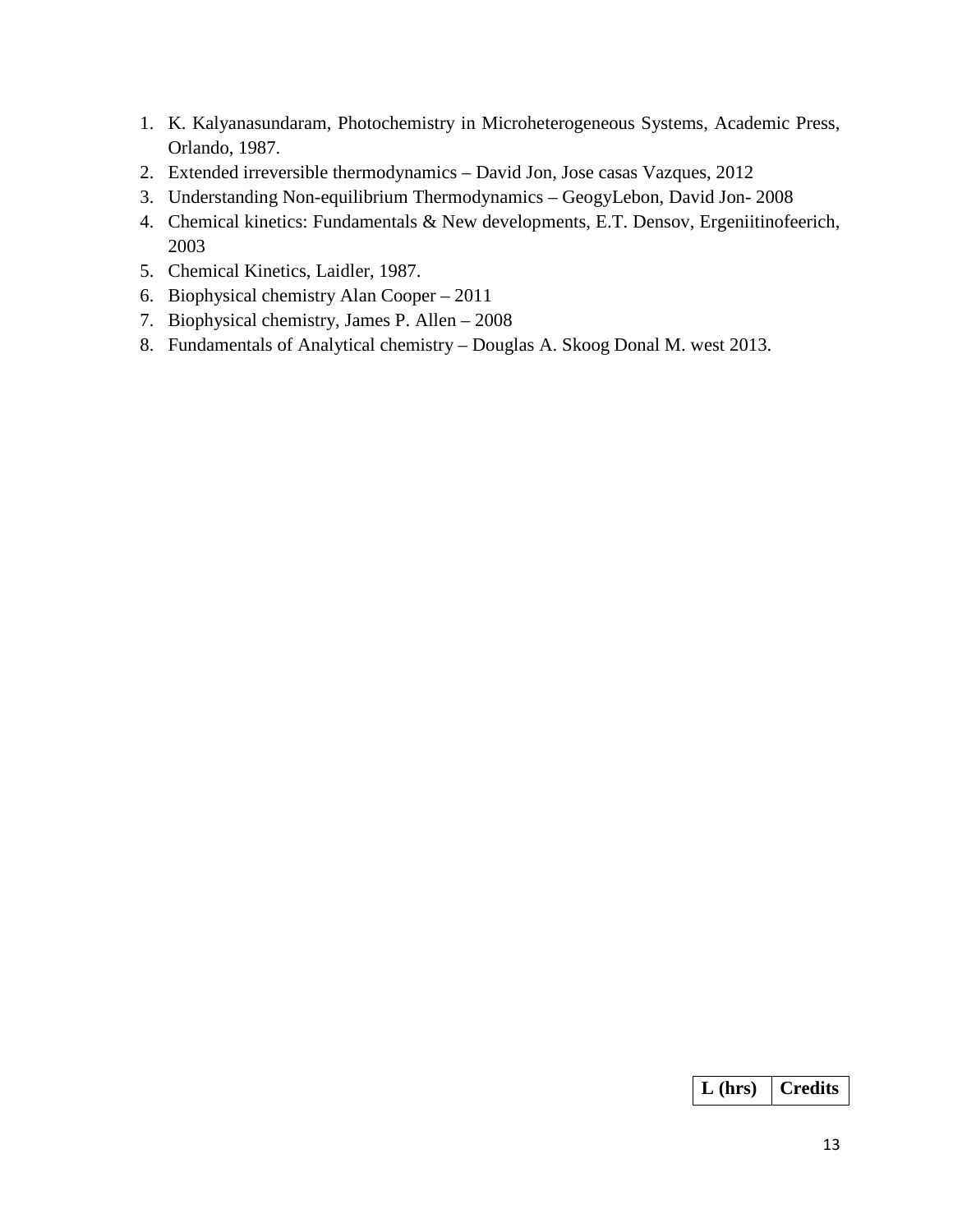1. K. Kalyanasundaram, Photochemistry in Microheterogeneous Systems, Academic Press, Orlando, 1987.
2. Extended irreversible thermodynamics – David Jon, Jose casas Vazques, 2012
3. Understanding Non-equilibrium Thermodynamics – GeogyLebon, David Jon- 2008
4. Chemical kinetics: Fundamentals & New developments, E.T. Densov, Ergeniitinofeerich, 2003
5. Chemical Kinetics, Laidler, 1987.
6. Biophysical chemistry Alan Cooper – 2011
7. Biophysical chemistry, James P. Allen – 2008
8. Fundamentals of Analytical chemistry – Douglas A. Skoog Donal M. west 2013.

| L (hrs) | Credits |
| --- | --- |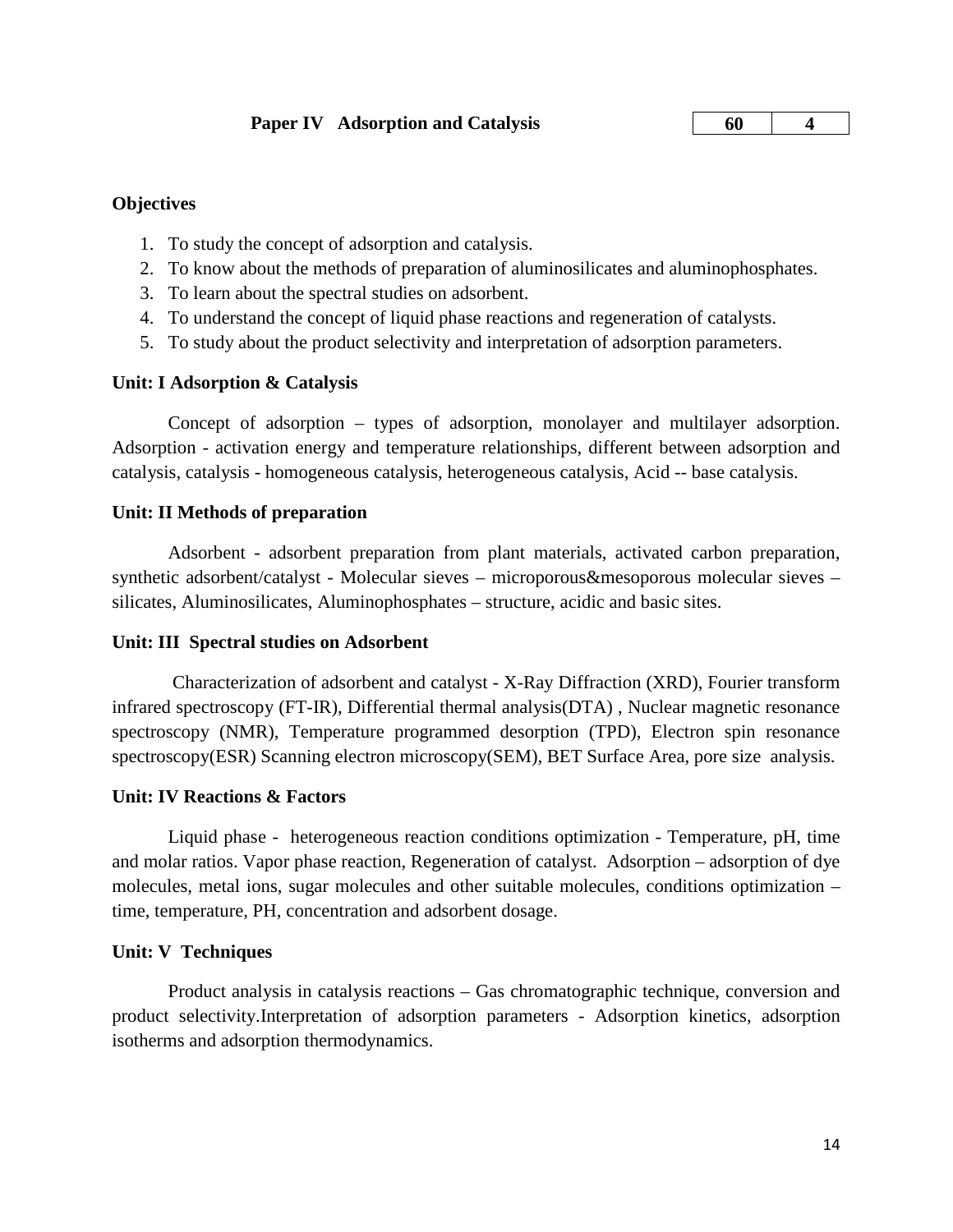**Paper IV Adsorption and Catalysis**

| 60 | 4 |
|---|---|

**Objectives**

1. To study the concept of adsorption and catalysis.
2. To know about the methods of preparation of aluminosilicates and aluminophosphates.
3. To learn about the spectral studies on adsorbent.
4. To understand the concept of liquid phase reactions and regeneration of catalysts.
5. To study about the product selectivity and interpretation of adsorption parameters.

**Unit: I Adsorption & Catalysis**

Concept of adsorption – types of adsorption, monolayer and multilayer adsorption. Adsorption - activation energy and temperature relationships, different between adsorption and catalysis, catalysis - homogeneous catalysis, heterogeneous catalysis, Acid -- base catalysis.

**Unit: II Methods of preparation**

Adsorbent - adsorbent preparation from plant materials, activated carbon preparation, synthetic adsorbent/catalyst - Molecular sieves – microporous&mesoporous molecular sieves – silicates, Aluminosilicates, Aluminophosphates – structure, acidic and basic sites.

**Unit: III Spectral studies on Adsorbent**

Characterization of adsorbent and catalyst - X-Ray Diffraction (XRD), Fourier transform infrared spectroscopy (FT-IR), Differential thermal analysis(DTA) , Nuclear magnetic resonance spectroscopy (NMR), Temperature programmed desorption (TPD), Electron spin resonance spectroscopy(ESR) Scanning electron microscopy(SEM), BET Surface Area, pore size analysis.

**Unit: IV Reactions & Factors**

Liquid phase - heterogeneous reaction conditions optimization - Temperature, pH, time and molar ratios. Vapor phase reaction, Regeneration of catalyst. Adsorption – adsorption of dye molecules, metal ions, sugar molecules and other suitable molecules, conditions optimization – time, temperature, PH, concentration and adsorbent dosage.

**Unit: V Techniques**

Product analysis in catalysis reactions – Gas chromatographic technique, conversion and product selectivity.Interpretation of adsorption parameters - Adsorption kinetics, adsorption isotherms and adsorption thermodynamics.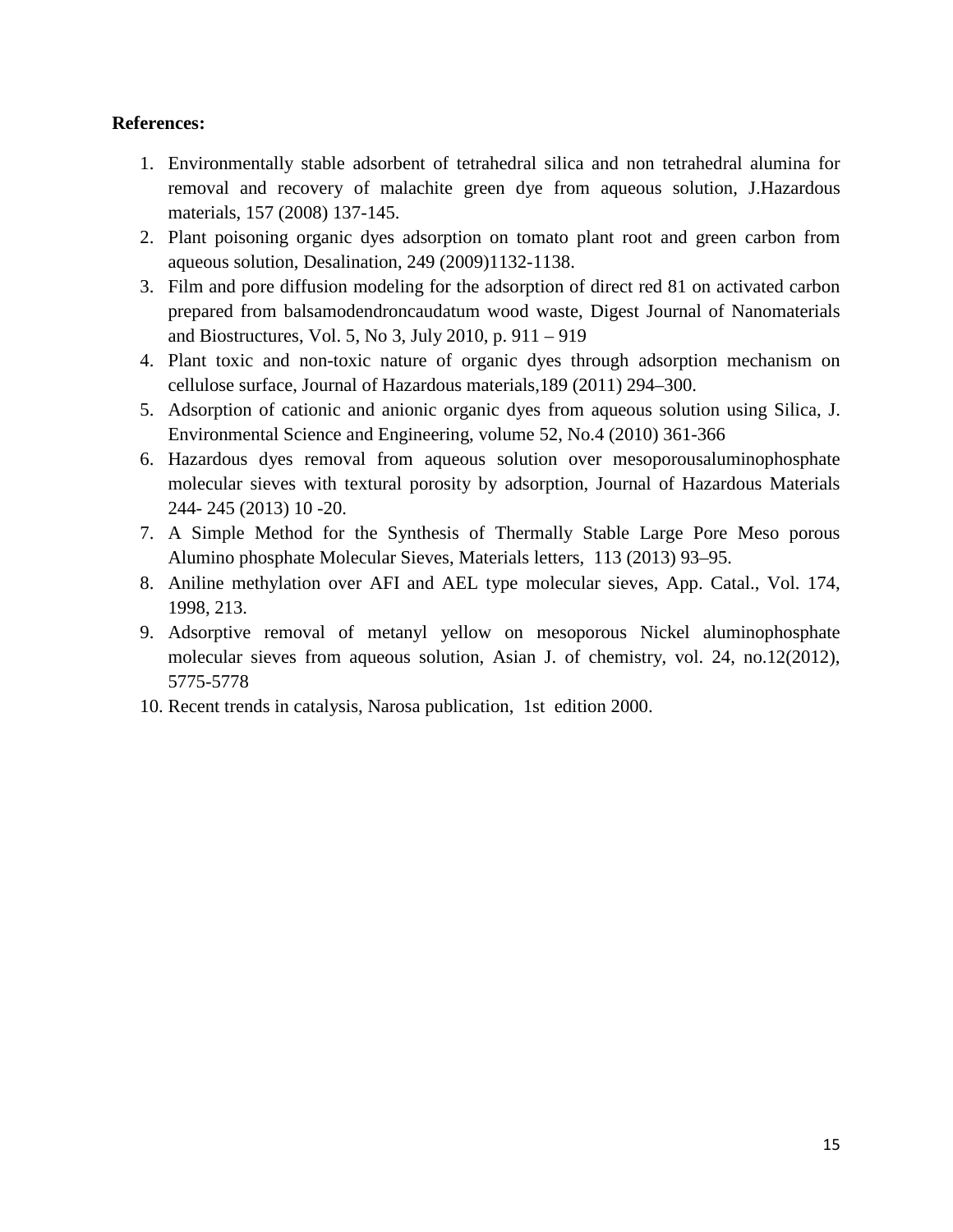**References:**

1. Environmentally stable adsorbent of tetrahedral silica and non tetrahedral alumina for removal and recovery of malachite green dye from aqueous solution, J.Hazardous materials, 157 (2008) 137-145.
2. Plant poisoning organic dyes adsorption on tomato plant root and green carbon from aqueous solution, Desalination, 249 (2009)1132-1138.
3. Film and pore diffusion modeling for the adsorption of direct red 81 on activated carbon prepared from balsamodendroncaudatum wood waste, Digest Journal of Nanomaterials and Biostructures, Vol. 5, No 3, July 2010, p. 911 – 919
4. Plant toxic and non-toxic nature of organic dyes through adsorption mechanism on cellulose surface, Journal of Hazardous materials,189 (2011) 294–300.
5. Adsorption of cationic and anionic organic dyes from aqueous solution using Silica, J. Environmental Science and Engineering, volume 52, No.4 (2010) 361-366
6. Hazardous dyes removal from aqueous solution over mesoporousaluminophosphate molecular sieves with textural porosity by adsorption, Journal of Hazardous Materials 244- 245 (2013) 10 -20.
7. A Simple Method for the Synthesis of Thermally Stable Large Pore Meso porous Alumino phosphate Molecular Sieves, Materials letters, 113 (2013) 93–95.
8. Aniline methylation over AFI and AEL type molecular sieves, App. Catal., Vol. 174, 1998, 213.
9. Adsorptive removal of metanyl yellow on mesoporous Nickel aluminophosphate molecular sieves from aqueous solution, Asian J. of chemistry, vol. 24, no.12(2012), 5775-5778
10. Recent trends in catalysis, Narosa publication, 1st edition 2000.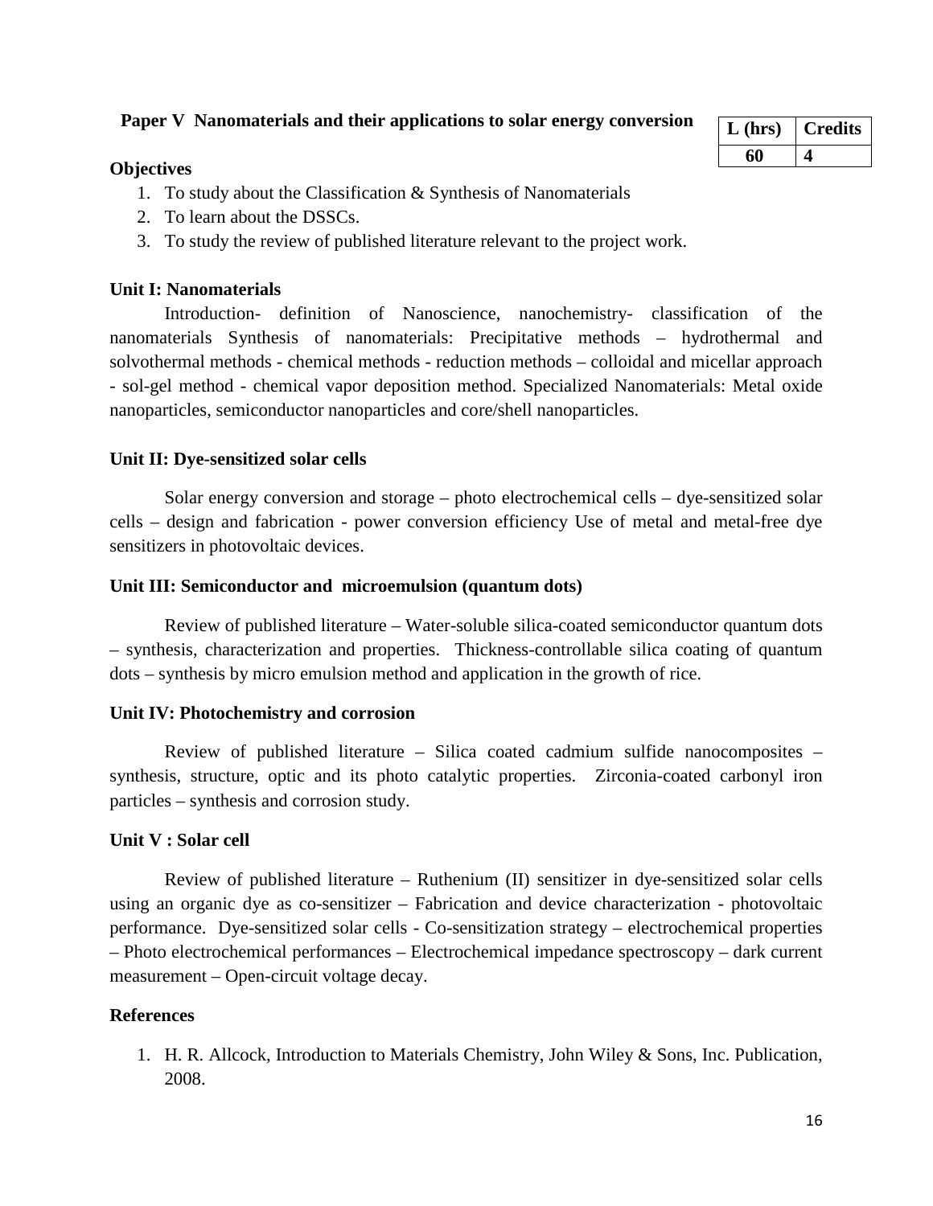## Paper V Nanomaterials and their applications to solar energy conversion

| L (hrs) | Credits |
|---|---|
| 60 | 4 |

**Objectives**

1. To study about the Classification & Synthesis of Nanomaterials
2. To learn about the DSSCs.
3. To study the review of published literature relevant to the project work.

**Unit I: Nanomaterials**

Introduction- definition of Nanoscience, nanochemistry- classification of the nanomaterials Synthesis of nanomaterials: Precipitative methods – hydrothermal and solvothermal methods - chemical methods - reduction methods – colloidal and micellar approach - sol-gel method - chemical vapor deposition method. Specialized Nanomaterials: Metal oxide nanoparticles, semiconductor nanoparticles and core/shell nanoparticles.

**Unit II: Dye-sensitized solar cells**

Solar energy conversion and storage – photo electrochemical cells – dye-sensitized solar cells – design and fabrication - power conversion efficiency Use of metal and metal-free dye sensitizers in photovoltaic devices.

**Unit III: Semiconductor and microemulsion (quantum dots)**

Review of published literature – Water-soluble silica-coated semiconductor quantum dots – synthesis, characterization and properties. Thickness-controllable silica coating of quantum dots – synthesis by micro emulsion method and application in the growth of rice.

**Unit IV: Photochemistry and corrosion**

Review of published literature – Silica coated cadmium sulfide nanocomposites – synthesis, structure, optic and its photo catalytic properties. Zirconia-coated carbonyl iron particles – synthesis and corrosion study.

**Unit V : Solar cell**

Review of published literature – Ruthenium (II) sensitizer in dye-sensitized solar cells using an organic dye as co-sensitizer – Fabrication and device characterization - photovoltaic performance. Dye-sensitized solar cells - Co-sensitization strategy – electrochemical properties – Photo electrochemical performances – Electrochemical impedance spectroscopy – dark current measurement – Open-circuit voltage decay.

**References**

1. H. R. Allcock, Introduction to Materials Chemistry, John Wiley & Sons, Inc. Publication, 2008.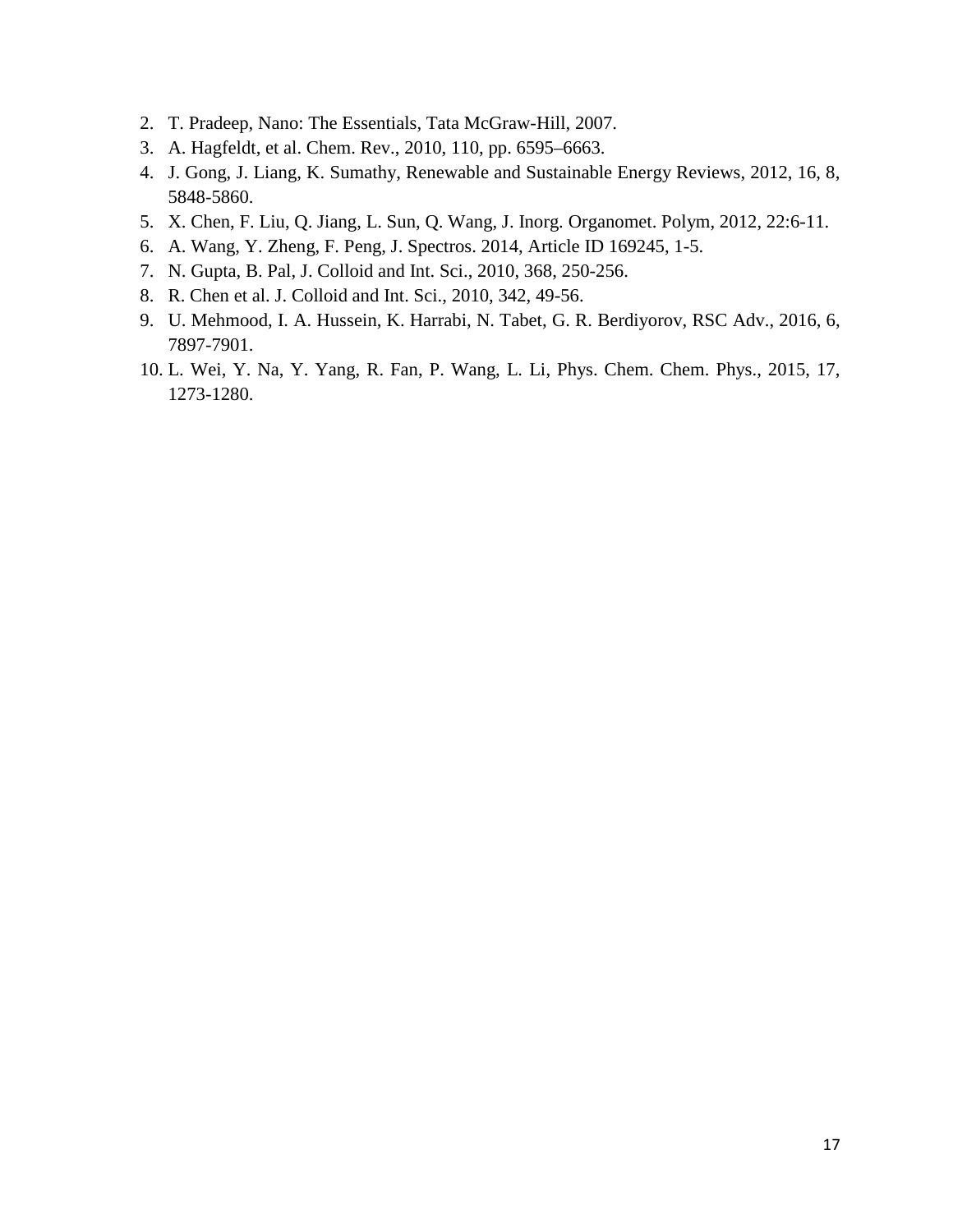2. T. Pradeep, Nano: The Essentials, Tata McGraw-Hill, 2007.
3. A. Hagfeldt, et al. Chem. Rev., 2010, 110, pp. 6595–6663.
4. J. Gong, J. Liang, K. Sumathy, Renewable and Sustainable Energy Reviews, 2012, 16, 8, 5848-5860.
5. X. Chen, F. Liu, Q. Jiang, L. Sun, Q. Wang, J. Inorg. Organomet. Polym, 2012, 22:6-11.
6. A. Wang, Y. Zheng, F. Peng, J. Spectros. 2014, Article ID 169245, 1-5.
7. N. Gupta, B. Pal, J. Colloid and Int. Sci., 2010, 368, 250-256.
8. R. Chen et al. J. Colloid and Int. Sci., 2010, 342, 49-56.
9. U. Mehmood, I. A. Hussein, K. Harrabi, N. Tabet, G. R. Berdiyorov, RSC Adv., 2016, 6, 7897-7901.
10. L. Wei, Y. Na, Y. Yang, R. Fan, P. Wang, L. Li, Phys. Chem. Chem. Phys., 2015, 17, 1273-1280.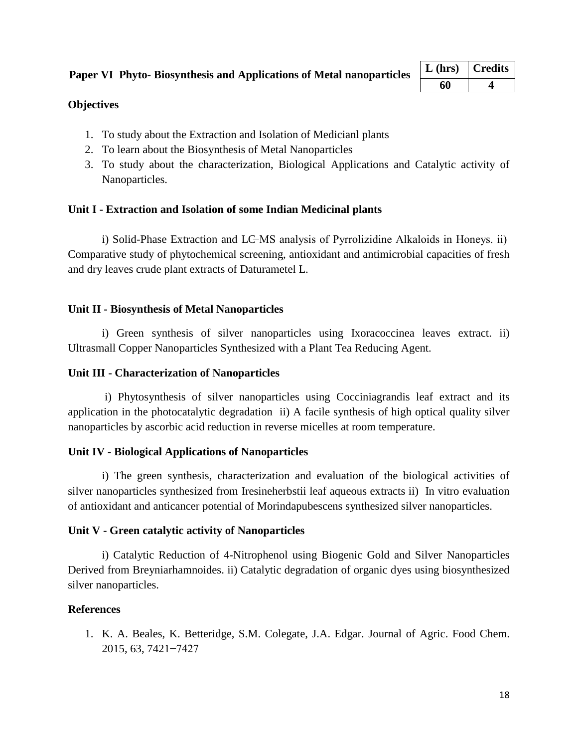## Paper VI Phyto- Biosynthesis and Applications of Metal nanoparticles

| L (hrs) | Credits |
|---|---|
| 60 | 4 |

### Objectives

1. To study about the Extraction and Isolation of Medicianl plants
2. To learn about the Biosynthesis of Metal Nanoparticles
3. To study about the characterization, Biological Applications and Catalytic activity of Nanoparticles.

### Unit I - Extraction and Isolation of some Indian Medicinal plants

i) Solid-Phase Extraction and LC–MS analysis of Pyrrolizidine Alkaloids in Honeys. ii) Comparative study of phytochemical screening, antioxidant and antimicrobial capacities of fresh and dry leaves crude plant extracts of Daturametel L.

### Unit II - Biosynthesis of Metal Nanoparticles

i) Green synthesis of silver nanoparticles using Ixoracoccinea leaves extract. ii) Ultrasmall Copper Nanoparticles Synthesized with a Plant Tea Reducing Agent.

### Unit III - Characterization of Nanoparticles

i) Phytosynthesis of silver nanoparticles using Cocciniagrandis leaf extract and its application in the photocatalytic degradation ii) A facile synthesis of high optical quality silver nanoparticles by ascorbic acid reduction in reverse micelles at room temperature.

### Unit IV - Biological Applications of Nanoparticles

i) The green synthesis, characterization and evaluation of the biological activities of silver nanoparticles synthesized from Iresineherbstii leaf aqueous extracts ii) In vitro evaluation of antioxidant and anticancer potential of Morindapubescens synthesized silver nanoparticles.

### Unit V - Green catalytic activity of Nanoparticles

i) Catalytic Reduction of 4-Nitrophenol using Biogenic Gold and Silver Nanoparticles Derived from Breyniarhamnoides. ii) Catalytic degradation of organic dyes using biosynthesized silver nanoparticles.

### References

1. K. A. Beales, K. Betteridge, S.M. Colegate, J.A. Edgar. Journal of Agric. Food Chem. 2015, 63, 7421−7427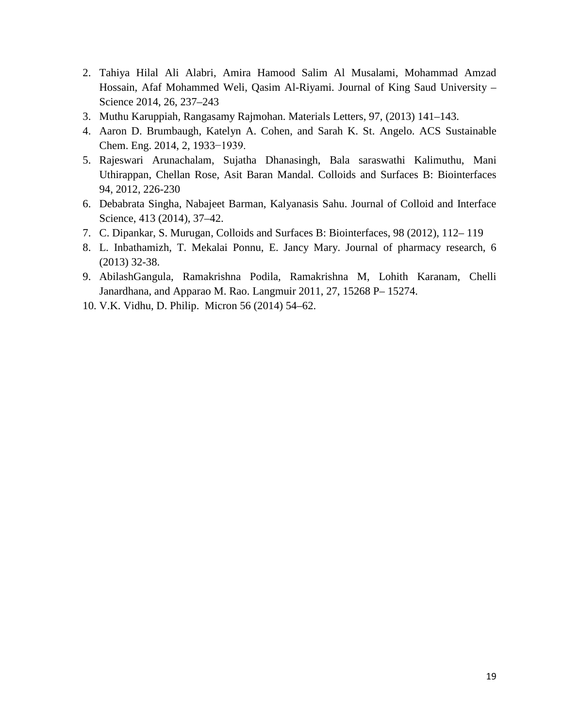2. Tahiya Hilal Ali Alabri, Amira Hamood Salim Al Musalami, Mohammad Amzad Hossain, Afaf Mohammed Weli, Qasim Al-Riyami. Journal of King Saud University – Science 2014, 26, 237–243
3. Muthu Karuppiah, Rangasamy Rajmohan. Materials Letters, 97, (2013) 141–143.
4. Aaron D. Brumbaugh, Katelyn A. Cohen, and Sarah K. St. Angelo. ACS Sustainable Chem. Eng. 2014, 2, 1933−1939.
5. Rajeswari Arunachalam, Sujatha Dhanasingh, Bala saraswathi Kalimuthu, Mani Uthirappan, Chellan Rose, Asit Baran Mandal. Colloids and Surfaces B: Biointerfaces 94, 2012, 226-230
6. Debabrata Singha, Nabajeet Barman, Kalyanasis Sahu. Journal of Colloid and Interface Science, 413 (2014), 37–42.
7. C. Dipankar, S. Murugan, Colloids and Surfaces B: Biointerfaces, 98 (2012), 112– 119
8. L. Inbathamizh, T. Mekalai Ponnu, E. Jancy Mary. Journal of pharmacy research, 6 (2013) 32-38.
9. AbilashGangula, Ramakrishna Podila, Ramakrishna M, Lohith Karanam, Chelli Janardhana, and Apparao M. Rao. Langmuir 2011, 27, 15268 P– 15274.
10. V.K. Vidhu, D. Philip. Micron 56 (2014) 54–62.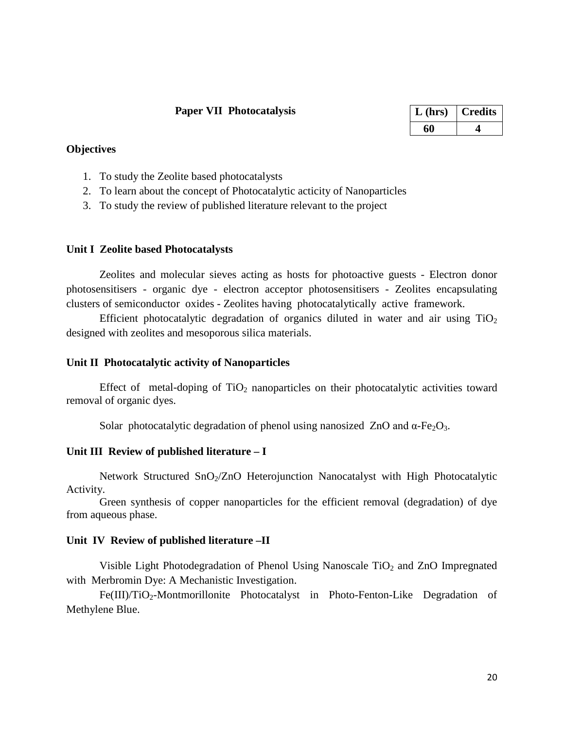## Paper VII Photocatalysis

| L (hrs) | Credits |
|---|---|
| 60 | 4 |

**Objectives**

1. To study the Zeolite based photocatalysts
2. To learn about the concept of Photocatalytic acticity of Nanoparticles
3. To study the review of published literature relevant to the project

### Unit I Zeolite based Photocatalysts

Zeolites and molecular sieves acting as hosts for photoactive guests - Electron donor photosensitisers - organic dye - electron acceptor photosensitisers - Zeolites encapsulating clusters of semiconductor oxides - Zeolites having photocatalytically active framework.

Efficient photocatalytic degradation of organics diluted in water and air using $TiO_2$ designed with zeolites and mesoporous silica materials.

### Unit II Photocatalytic activity of Nanoparticles

Effect of metal-doping of $TiO_2$ nanoparticles on their photocatalytic activities toward removal of organic dyes.

Solar photocatalytic degradation of phenol using nanosized ZnO and $\alpha$-$Fe_2O_3$.

### Unit III Review of published literature – I

Network Structured $SnO_2$/ZnO Heterojunction Nanocatalyst with High Photocatalytic Activity.

Green synthesis of copper nanoparticles for the efficient removal (degradation) of dye from aqueous phase.

### Unit IV Review of published literature –II

Visible Light Photodegradation of Phenol Using Nanoscale $TiO_2$ and ZnO Impregnated with Merbromin Dye: A Mechanistic Investigation.

Fe(III)/$TiO_2$-Montmorillonite Photocatalyst in Photo-Fenton-Like Degradation of Methylene Blue.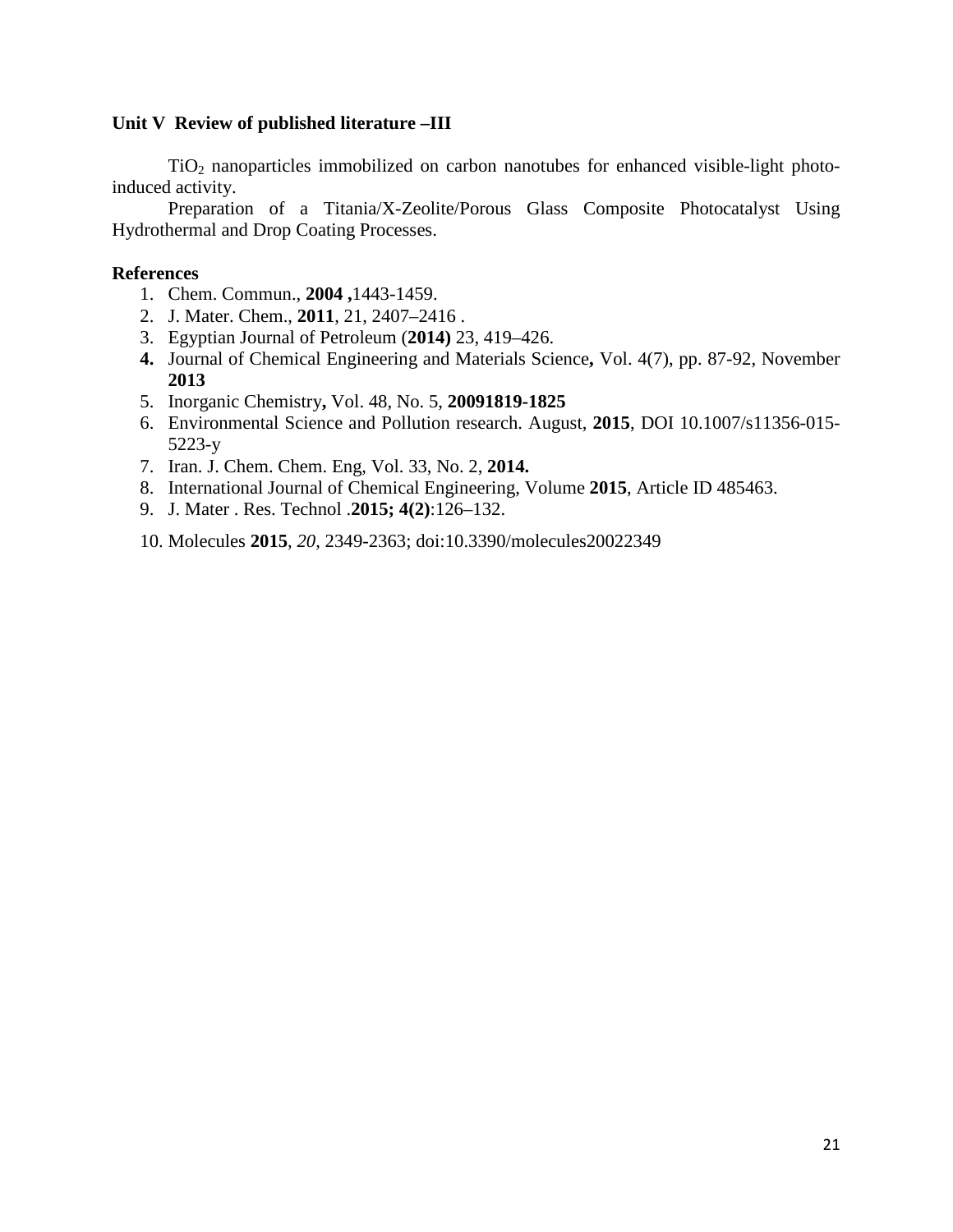**Unit V Review of published literature –III**

$TiO_2$ nanoparticles immobilized on carbon nanotubes for enhanced visible-light photo-induced activity.

Preparation of a Titania/X-Zeolite/Porous Glass Composite Photocatalyst Using Hydrothermal and Drop Coating Processes.

**References**

1. Chem. Commun., **2004 ,**1443-1459.
2. J. Mater. Chem., **2011**, 21, 2407–2416 .
3. Egyptian Journal of Petroleum (**2014)** 23, 419–426.
4. Journal of Chemical Engineering and Materials Science**,** Vol. 4(7), pp. 87-92, November **2013**
5. Inorganic Chemistry**,** Vol. 48, No. 5, **20091819-1825**
6. Environmental Science and Pollution research. August, **2015**, DOI 10.1007/s11356-015-5223-y
7. Iran. J. Chem. Chem. Eng, Vol. 33, No. 2, **2014.**
8. International Journal of Chemical Engineering, Volume **2015**, Article ID 485463.
9. J. Mater . Res. Technol .**2015; 4(2)**:126–132.
10. Molecules **2015**, *20*, 2349-2363; doi:10.3390/molecules20022349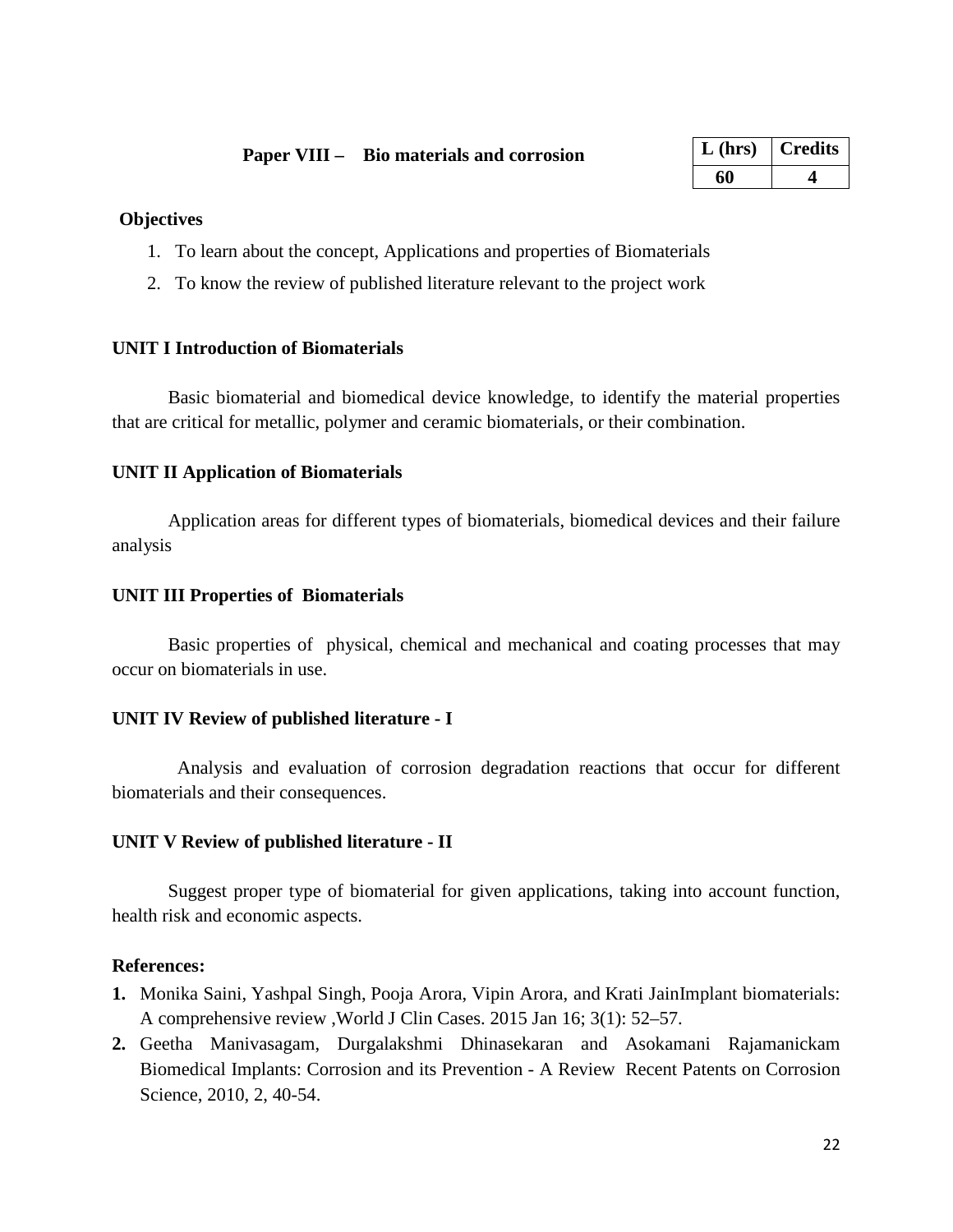## Paper VIII – Bio materials and corrosion

| L (hrs) | Credits |
|---|---|
| 60 | 4 |

**Objectives**

1. To learn about the concept, Applications and properties of Biomaterials
2. To know the review of published literature relevant to the project work

### UNIT I Introduction of Biomaterials

Basic biomaterial and biomedical device knowledge, to identify the material properties that are critical for metallic, polymer and ceramic biomaterials, or their combination.

### UNIT II Application of Biomaterials

Application areas for different types of biomaterials, biomedical devices and their failure analysis

### UNIT III Properties of Biomaterials

Basic properties of physical, chemical and mechanical and coating processes that may occur on biomaterials in use.

### UNIT IV Review of published literature - I

Analysis and evaluation of corrosion degradation reactions that occur for different biomaterials and their consequences.

### UNIT V Review of published literature - II

Suggest proper type of biomaterial for given applications, taking into account function, health risk and economic aspects.

**References:**

1. Monika Saini, Yashpal Singh, Pooja Arora, Vipin Arora, and Krati JainImplant biomaterials: A comprehensive review ,World J Clin Cases. 2015 Jan 16; 3(1): 52–57.
2. Geetha Manivasagam, Durgalakshmi Dhinasekaran and Asokamani Rajamanickam Biomedical Implants: Corrosion and its Prevention - A Review Recent Patents on Corrosion Science, 2010, 2, 40-54.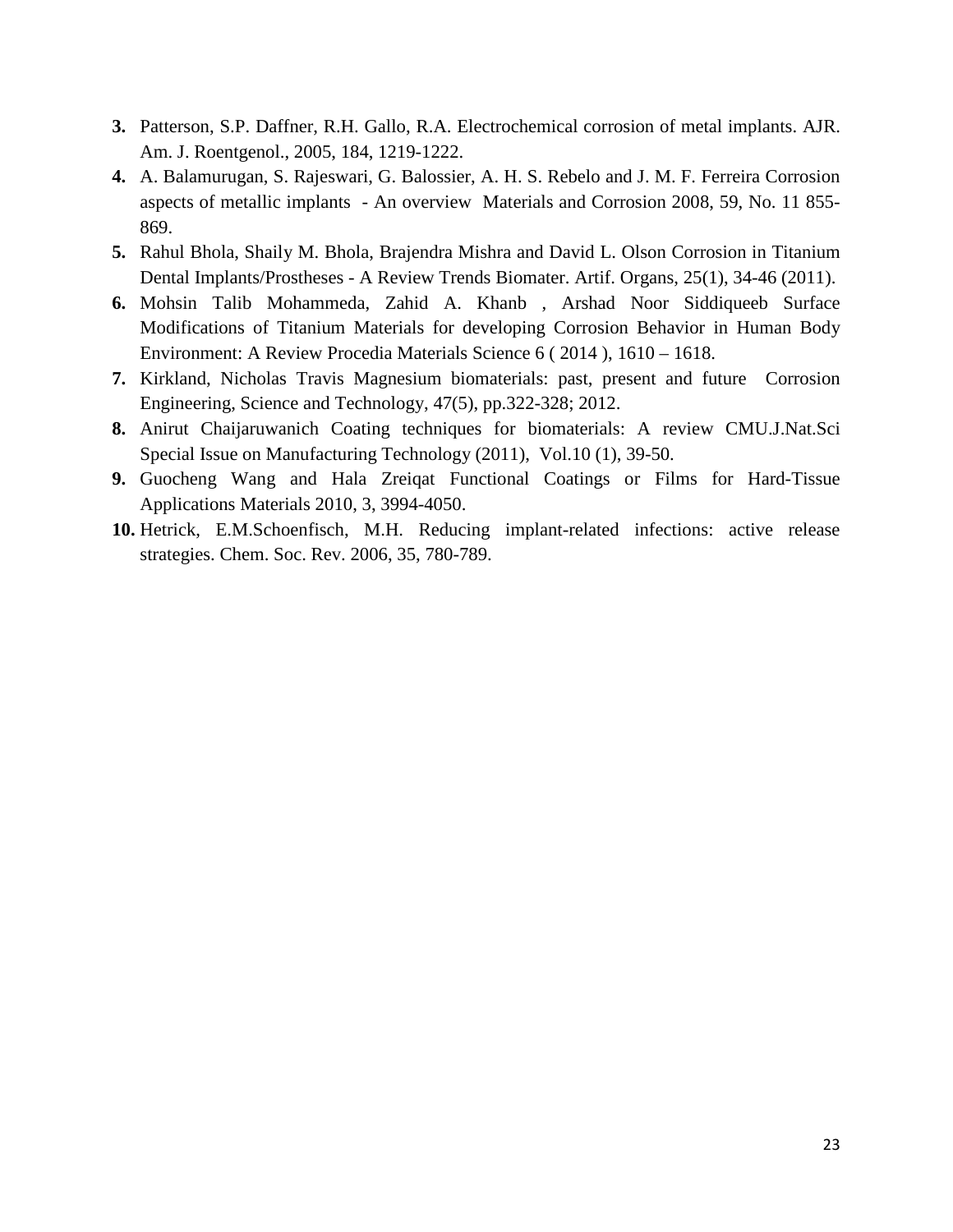3. Patterson, S.P. Daffner, R.H. Gallo, R.A. Electrochemical corrosion of metal implants. AJR. Am. J. Roentgenol., 2005, 184, 1219-1222.
4. A. Balamurugan, S. Rajeswari, G. Balossier, A. H. S. Rebelo and J. M. F. Ferreira Corrosion aspects of metallic implants - An overview Materials and Corrosion 2008, 59, No. 11 855-869.
5. Rahul Bhola, Shaily M. Bhola, Brajendra Mishra and David L. Olson Corrosion in Titanium Dental Implants/Prostheses - A Review Trends Biomater. Artif. Organs, 25(1), 34-46 (2011).
6. Mohsin Talib Mohammeda, Zahid A. Khanb , Arshad Noor Siddiqueeb Surface Modifications of Titanium Materials for developing Corrosion Behavior in Human Body Environment: A Review Procedia Materials Science 6 ( 2014 ), 1610 – 1618.
7. Kirkland, Nicholas Travis Magnesium biomaterials: past, present and future Corrosion Engineering, Science and Technology, 47(5), pp.322-328; 2012.
8. Anirut Chaijaruwanich Coating techniques for biomaterials: A review CMU.J.Nat.Sci Special Issue on Manufacturing Technology (2011), Vol.10 (1), 39-50.
9. Guocheng Wang and Hala Zreiqat Functional Coatings or Films for Hard-Tissue Applications Materials 2010, 3, 3994-4050.
10. Hetrick, E.M.Schoenfisch, M.H. Reducing implant-related infections: active release strategies. Chem. Soc. Rev. 2006, 35, 780-789.